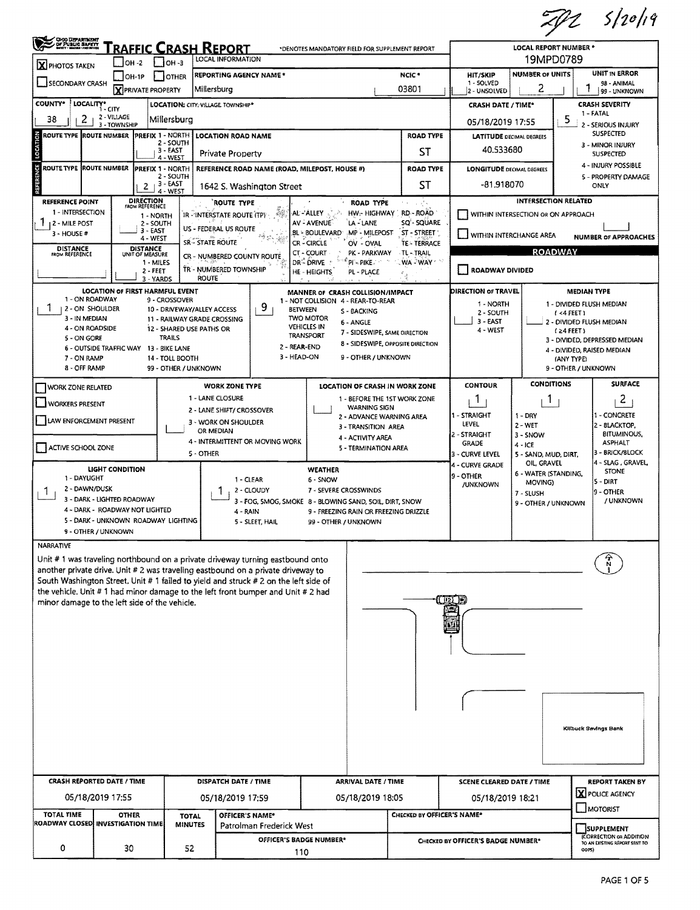FJZ 5/20/19

# TRAFFIC CRASH REPORT

*DENOTES MANDATORY FIELD FOR SUPPLEMENT REPORT

| | |
|---|---|
| LOCAL REPORT NUMBER * | 19MPD0789 |
| [X] PHOTOS TAKEN | [ ] OH-2 [ ] OH-3 [ ] OH-1P [ ] OTHER |
| [ ] SECONDARY CRASH | [X] PRIVATE PROPERTY |
| REPORTING AGENCY NAME * | Millersburg |
| NCIC * | 03801 |
| HIT/SKIP | 2 - UNSOLVED (1 - SOLVED) |
| NUMBER OF UNITS | 2 |
| UNIT IN ERROR | 1 (98 - ANIMAL, 99 - UNKNOWN) |
| COUNTY* | 38 |
| LOCALITY* | 2 (1 - CITY, 2 - VILLAGE, 3 - TOWNSHIP) |
| LOCATION: CITY, VILLAGE, TOWNSHIP* | Millersburg |
| CRASH DATE / TIME* | 05/18/2019 17:55 |
| CRASH SEVERITY | 5 (1 - FATAL, 2 - SERIOUS INJURY SUSPECTED, 3 - MINOR INJURY SUSPECTED, 4 - INJURY POSSIBLE, 5 - PROPERTY DAMAGE ONLY) |

## LOCATION

| ROUTE TYPE | ROUTE NUMBER | PREFIX | LOCATION ROAD NAME | ROAD TYPE | LATITUDE DECIMAL DEGREES |
|---|---|---|---|---|---|
| | | | Private Property | ST | 40.533680 |

## REFERENCE

| ROUTE TYPE | ROUTE NUMBER | PREFIX | REFERENCE ROAD NAME (ROAD, MILEPOST, HOUSE #) | ROAD TYPE | LONGITUDE DECIMAL DEGREES |
|---|---|---|---|---|---|
| | | 2 | 1642 S. Washington Street | ST | -81.918070 |

PREFIX: 1 - NORTH, 2 - SOUTH, 3 - EAST, 4 - WEST

REFERENCE POINT: 1 (1 - INTERSECTION, 2 - MILE POST, 3 - HOUSE #)

DIRECTION FROM REFERENCE: (1 - NORTH, 2 - SOUTH, 3 - EAST, 4 - WEST)

DISTANCE FROM REFERENCE: 

DISTANCE UNIT OF MEASURE: (1 - MILES, 2 - FEET, 3 - YARDS)

ROUTE TYPE: IR - INTERSTATE ROUTE (TP), US - FEDERAL US ROUTE, SR - STATE ROUTE, CR - NUMBERED COUNTY ROUTE, TR - NUMBERED TOWNSHIP ROUTE

ROAD TYPE: AL - ALLEY, AV - AVENUE, BL - BOULEVARD, CR - CIRCLE, CT - COURT, DR - DRIVE, HE - HEIGHTS, HW - HIGHWAY, LA - LANE, MP - MILEPOST, OV - OVAL, PK - PARKWAY, PI - PIKE, PL - PLACE, RD - ROAD, SQ - SQUARE, ST - STREET, TE - TERRACE, TL - TRAIL, WA - WAY

INTERSECTION RELATED: [ ] WITHIN INTERSECTION OR ON APPROACH; [ ] WITHIN INTERCHANGE AREA; NUMBER OF APPROACHES: 

ROADWAY: [ ] ROADWAY DIVIDED

LOCATION OF FIRST HARMFUL EVENT: 1 (1 - ON ROADWAY, 2 - ON SHOULDER, 3 - IN MEDIAN, 4 - ON ROADSIDE, 5 - ON GORE, 6 - OUTSIDE TRAFFIC WAY, 7 - ON RAMP, 8 - OFF RAMP, 9 - CROSSOVER, 10 - DRIVEWAY/ALLEY ACCESS, 11 - RAILWAY GRADE CROSSING, 12 - SHARED USE PATHS OR TRAILS, 13 - BIKE LANE, 14 - TOLL BOOTH, 99 - OTHER / UNKNOWN)

MANNER OF CRASH COLLISION/IMPACT: 9 (1 - NOT COLLISION BETWEEN TWO MOTOR VEHICLES IN TRANSPORT, 2 - REAR-END, 3 - HEAD-ON, 4 - REAR-TO-REAR, 5 - BACKING, 6 - ANGLE, 7 - SIDESWIPE, SAME DIRECTION, 8 - SIDESWIPE, OPPOSITE DIRECTION, 9 - OTHER / UNKNOWN)

DIRECTION OF TRAVEL: (1 - NORTH, 2 - SOUTH, 3 - EAST, 4 - WEST)

MEDIAN TYPE: (1 - DIVIDED FLUSH MEDIAN (<4 FEET), 2 - DIVIDED FLUSH MEDIAN (≥4 FEET), 3 - DIVIDED, DEPRESSED MEDIAN, 4 - DIVIDED, RAISED MEDIAN (ANY TYPE), 9 - OTHER / UNKNOWN)

[ ] WORK ZONE RELATED
[ ] WORKERS PRESENT
[ ] LAW ENFORCEMENT PRESENT
[ ] ACTIVE SCHOOL ZONE

WORK ZONE TYPE: (1 - LANE CLOSURE, 2 - LANE SHIFT/ CROSSOVER, 3 - WORK ON SHOULDER OR MEDIAN, 4 - INTERMITTENT OR MOVING WORK, 5 - OTHER)

LOCATION OF CRASH IN WORK ZONE: (1 - BEFORE THE 1ST WORK ZONE WARNING SIGN, 2 - ADVANCE WARNING AREA, 3 - TRANSITION AREA, 4 - ACTIVITY AREA, 5 - TERMINATION AREA)

CONTOUR: 1 (1 - STRAIGHT LEVEL, 2 - STRAIGHT GRADE, 3 - CURVE LEVEL, 4 - CURVE GRADE, 9 - OTHER /UNKNOWN)

CONDITIONS: 1 (1 - DRY, 2 - WET, 3 - SNOW, 4 - ICE, 5 - SAND, MUD, DIRT, OIL, GRAVEL, 6 - WATER (STANDING, MOVING), 7 - SLUSH, 9 - OTHER / UNKNOWN)

SURFACE: 2 (1 - CONCRETE, 2 - BLACKTOP, BITUMINOUS, ASPHALT, 3 - BRICK/BLOCK, 4 - SLAG, GRAVEL, STONE, 5 - DIRT, 9 - OTHER / UNKNOWN)

LIGHT CONDITION: 1 (1 - DAYLIGHT, 2 - DAWN/DUSK, 3 - DARK - LIGHTED ROADWAY, 4 - DARK - ROADWAY NOT LIGHTED, 5 - DARK - UNKNOWN ROADWAY LIGHTING, 9 - OTHER / UNKNOWN)

WEATHER: 1 (1 - CLEAR, 2 - CLOUDY, 3 - FOG, SMOG, SMOKE, 4 - RAIN, 5 - SLEET, HAIL, 6 - SNOW, 7 - SEVERE CROSSWINDS, 8 - BLOWING SAND, SOIL, DIRT, SNOW, 9 - FREEZING RAIN OR FREEZING DRIZZLE, 99 - OTHER / UNKNOWN)

## NARRATIVE

Unit # 1 was traveling northbound on a private driveway turning eastbound onto another private drive. Unit # 2 was traveling eastbound on a private driveway to South Washington Street. Unit # 1 failed to yield and struck # 2 on the left side of the vehicle. Unit # 1 had minor damage to the left front bumper and Unit # 2 had minor damage to the left side of the vehicle.

Killbuck Savings Bank

| CRASH REPORTED DATE / TIME | DISPATCH DATE / TIME | ARRIVAL DATE / TIME | SCENE CLEARED DATE / TIME | REPORT TAKEN BY |
|---|---|---|---|---|
| 05/18/2019 17:55 | 05/18/2019 17:59 | 05/18/2019 18:05 | 05/18/2019 18:21 | [X] POLICE AGENCY [ ] MOTORIST |

| TOTAL TIME ROADWAY CLOSED | OTHER INVESTIGATION TIME | TOTAL MINUTES | OFFICER'S NAME* | CHECKED BY OFFICER'S NAME* | |
|---|---|---|---|---|---|
| 0 | 30 | 52 | Patrolman Frederick West | | [ ] SUPPLEMENT (CORRECTION OR ADDITION TO AN EXISTING REPORT SENT TO ODPS) |
| | | | OFFICER'S BADGE NUMBER*: 110 | CHECKED BY OFFICER'S BADGE NUMBER*: | |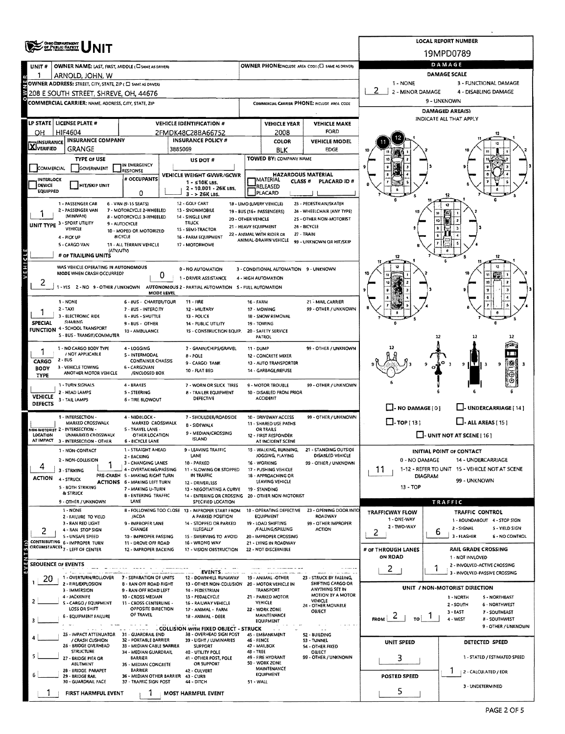# OHIO DEPARTMENT OF PUBLIC SAFETY — UNIT

**LOCAL REPORT NUMBER:** 19MPD0789

| UNIT # | OWNER NAME: LAST, FIRST, MIDDLE | OWNER PHONE |
|---|---|---|
| 1 | ARNOLD, JOHN, W | |

**OWNER ADDRESS:** 208 E SOUTH STREET, SHREVE, OH, 44676

**COMMERCIAL CARRIER:** NAME, ADDRESS, CITY, STATE, ZIP — **COMMERCIAL CARRIER PHONE:**

| LP STATE | LICENSE PLATE # | VEHICLE IDENTIFICATION # | VEHICLE YEAR | VEHICLE MAKE |
|---|---|---|---|---|
| OH | HIF4604 | 2FMDK48C28BA66752 | 2008 | FORD |

| INSURANCE | INSURANCE COMPANY | INSURANCE POLICY # | COLOR | VEHICLE MODEL |
|---|---|---|---|---|
| X VERIFIED | GRANGE | 3885069 | BLK | EDGE |

**TYPE OF USE:** ☐ COMMERCIAL ☐ GOVERNMENT ☐ IN EMERGENCY RESPONSE

**US DOT #:**

**TOWED BY:** COMPANY NAME

☐ INTERLOCK DEVICE EQUIPPED ☐ HIT/SKIP UNIT

**# OCCUPANTS:** 0

**VEHICLE WEIGHT GVWR/GCWR:** 1 - ≤10K LBS. 2 - 10.001 - 26K LBS. 3 - > 26K LBS.

**HAZARDOUS MATERIAL:** ☐ MATERIAL RELEASED ☐ PLACARD — CLASS # — PLACARD ID #

**UNIT TYPE:** 1
1 - PASSENGER CAR, 2 - PASSENGER VAN (MINIVAN), 3 - SPORT UTILITY VEHICLE, 4 - PICK UP, 5 - CARGO VAN, 6 - VAN (9-15 SEATS), 7 - MOTORCYCLE 2-WHEELED, 8 - MOTORCYCLE 3-WHEELED, 9 - AUTOCYCLE, 10 - MOPED OR MOTORIZED BICYCLE, 11 - ALL TERRAIN VEHICLE (ATV/UTV), 12 - GOLF CART, 13 - SNOWMOBILE, 14 - SINGLE UNIT TRUCK, 15 - SEMI-TRACTOR, 16 - FARM EQUIPMENT, 17 - MOTORHOME, 18 - LIMO (LIVERY VEHICLE), 19 - BUS (16+ PASSENGERS), 20 - OTHER VEHICLE, 21 - HEAVY EQUIPMENT, 22 - ANIMAL WITH RIDER OR ANIMAL-DRAWN VEHICLE, 23 - PEDESTRIAN/SKATER, 24 - WHEELCHAIR (ANY TYPE), 25 - OTHER NON-MOTORIST, 26 - BICYCLE, 27 - TRAIN, 99 - UNKNOWN OR HIT/SKIP

**# OF TRAILING UNITS:**

**WAS VEHICLE OPERATING IN AUTONOMOUS MODE WHEN CRASH OCCURRED?** 2
1 - YES 2 - NO 9 - OTHER / UNKNOWN

**AUTONOMOUS MODE LEVEL:** 0
0 - NO AUTOMATION, 1 - DRIVER ASSISTANCE, 2 - PARTIAL AUTOMATION, 3 - CONDITIONAL AUTOMATION, 4 - HIGH AUTOMATION, 5 - FULL AUTOMATION, 9 - UNKNOWN

**SPECIAL FUNCTION:** 1
1 - NONE, 2 - TAXI, 3 - ELECTRONIC RIDE SHARING, 4 - SCHOOL TRANSPORT, 5 - BUS - TRANSIT/COMMUTER, 6 - BUS - CHARTER/TOUR, 7 - BUS - INTERCITY, 8 - BUS - SHUTTLE, 9 - BUS - OTHER, 10 - AMBULANCE, 11 - FIRE, 12 - MILITARY, 13 - POLICE, 14 - PUBLIC UTILITY, 15 - CONSTRUCTION EQUIP., 16 - FARM, 17 - MOWING, 18 - SNOW REMOVAL, 19 - TOWING, 20 - SAFETY SERVICE PATROL, 21 - MAIL CARRIER, 99 - OTHER / UNKNOWN

**CARGO BODY TYPE:** 1
1 - NO CARGO BODY TYPE / NOT APPLICABLE, 2 - BUS, 3 - VEHICLE TOWING ANOTHER MOTOR VEHICLE, 4 - LOGGING, 5 - INTERMODAL CONTAINER CHASSIS, 6 - CARGOVAN /ENCLOSED BOX, 7 - GRAIN/CHIPS/GRAVEL, 8 - POLE, 9 - CARGO TANK, 10 - FLAT BED, 11 - DUMP, 12 - CONCRETE MIXER, 13 - AUTO TRANSPORTER, 14 - GARBAGE/REFUSE, 99 - OTHER / UNKNOWN

**VEHICLE DEFECTS:**
1 - TURN SIGNALS, 2 - HEAD LAMPS, 3 - TAIL LAMPS, 4 - BRAKES, 5 - STEERING, 6 - TIRE BLOWOUT, 7 - WORN OR SLICK TIRES, 8 - TRAILER EQUIPMENT DEFECTIVE, 9 - MOTOR TROUBLE, 10 - DISABLED FROM PRIOR ACCIDENT, 99 - OTHER / UNKNOWN

**NON-MOTORIST LOCATION AT IMPACT:**
1 - INTERSECTION - MARKED CROSSWALK, 2 - INTERSECTION - UNMARKED CROSSWALK, 3 - INTERSECTION - OTHER, 4 - MIDBLOCK - MARKED CROSSWALK, 5 - TRAVEL LANE - OTHER LOCATION, 6 - BICYCLE LANE, 7 - SHOULDER/ROADSIDE, 8 - SIDEWALK, 9 - MEDIAN/CROSSING ISLAND, 10 - DRIVEWAY ACCESS, 11 - SHARED USE PATHS OR TRAILS, 12 - FIRST RESPONDER AT INCIDENT SCENE, 99 - OTHER / UNKNOWN

**ACTION:** 4 **PRE-CRASH ACTIONS:** 1
ACTION: 1 - NON-CONTACT, 2 - NON-COLLISION, 3 - STRIKING, 4 - STRUCK, 5 - BOTH STRIKING & STRUCK, 9 - OTHER / UNKNOWN
PRE-CRASH ACTIONS: 1 - STRAIGHT AHEAD, 2 - BACKING, 3 - CHANGING LANES, 4 - OVERTAKING/PASSING, 5 - MAKING RIGHT TURN, 6 - MAKING LEFT TURN, 7 - MAKING U-TURN, 8 - ENTERING TRAFFIC LANE, 9 - LEAVING TRAFFIC LANE, 10 - PARKED, 11 - SLOWING OR STOPPED IN TRAFFIC, 12 - DRIVERLESS, 13 - NEGOTIATING A CURVE, 14 - ENTERING OR CROSSING SPECIFIED LOCATION, 15 - WALKING, RUNNING, JOGGING, PLAYING, 16 - WORKING, 17 - PUSHING VEHICLE, 18 - APPROACHING OR LEAVING VEHICLE, 19 - STANDING, 20 - OTHER NON-MOTORIST, 21 - STANDING OUTSIDE DISABLED VEHICLE, 99 - OTHER / UNKNOWN

**CONTRIBUTING CIRCUMSTANCES:** 2
1 - NONE, 2 - FAILURE TO YIELD, 3 - RAN RED LIGHT, 4 - RAN STOP SIGN, 5 - UNSAFE SPEED, 6 - IMPROPER TURN, 7 - LEFT OF CENTER, 8 - FOLLOWING TOO CLOSE /ACDA, 9 - IMPROPER LANE CHANGE, 10 - IMPROPER PASSING, 11 - DROVE OFF ROAD, 12 - IMPROPER BACKING, 13 - IMPROPER START FROM A PARKED POSITION, 14 - STOPPED OR PARKED ILLEGALLY, 15 - SWERVING TO AVOID, 16 - WRONG WAY, 17 - VISION OBSTRUCTION, 18 - OPERATING DEFECTIVE EQUIPMENT, 19 - LOAD SHIFTING /FALLING/SPILLING, 20 - IMPROPER CROSSING, 21 - LYING IN ROADWAY, 22 - NOT DISCERNIBLE, 23 - OPENING DOOR INTO ROADWAY, 99 - OTHER IMPROPER ACTION

**SEQUENCE OF EVENTS:**
1. 20
2.
3.
4.
5.
6.

EVENTS: 1 - OVERTURN/ROLLOVER, 2 - FIRE/EXPLOSION, 3 - IMMERSION, 4 - JACKKNIFE, 5 - CARGO / EQUIPMENT LOSS OR SHIFT, 6 - EQUIPMENT FAILURE, 7 - SEPARATION OF UNITS, 8 - RAN OFF ROAD RIGHT, 9 - RAN OFF ROAD LEFT, 10 - CROSS MEDIAN, 11 - CROSS CENTERLINE - OPPOSITE DIRECTION OF TRAVEL, 12 - DOWNHILL RUNAWAY, 13 - OTHER NON-COLLISION, 14 - PEDESTRIAN, 15 - PEDALCYCLE, 16 - RAILWAY VEHICLE, 17 - ANIMAL - FARM, 18 - ANIMAL - DEER, 19 - ANIMAL -OTHER, 20 - MOTOR VEHICLE IN TRANSPORT, 21 - PARKED MOTOR VEHICLE, 22 - WORK ZONE MAINTENANCE EQUIPMENT, 23 - STRUCK BY FALLING, SHIFTING CARGO OR ANYTHING SET IN MOTION BY A MOTOR VEHICLE, 24 - OTHER MOVABLE OBJECT

COLLISION WITH FIXED OBJECT - STRUCK: 25 - IMPACT ATTENUATOR / CRASH CUSHION, 26 - BRIDGE OVERHEAD STRUCTURE, 27 - BRIDGE PIER OR ABUTMENT, 28 - BRIDGE PARAPET, 29 - BRIDGE RAIL, 30 - GUARDRAIL FACE, 31 - GUARDRAIL END, 32 - PORTABLE BARRIER, 33 - MEDIAN CABLE BARRIER, 34 - MEDIAN GUARDRAIL BARRIER, 35 - MEDIAN CONCRETE BARRIER, 36 - MEDIAN OTHER BARRIER, 37 - TRAFFIC SIGN POST, 38 - OVERHEAD SIGN POST, 39 - LIGHT / LUMINARIES SUPPORT, 40 - UTILITY POLE, 41 - OTHER POST, POLE OR SUPPORT, 42 - CULVERT, 43 - CURB, 44 - DITCH, 45 - EMBANKMENT, 46 - FENCE, 47 - MAILBOX, 48 - TREE, 49 - FIRE HYDRANT, 50 - WORK ZONE MAINTENANCE EQUIPMENT, 51 - WALL, 52 - BUILDING, 53 - TUNNEL, 54 - OTHER FIXED OBJECT, 99 - OTHER / UNKNOWN

**FIRST HARMFUL EVENT:** 1 **MOST HARMFUL EVENT:** 1

## DAMAGE

**DAMAGE SCALE:** 2
1 - NONE, 2 - MINOR DAMAGE, 3 - FUNCTIONAL DAMAGE, 4 - DISABLING DAMAGE, 9 - UNKNOWN

**DAMAGED AREA(S)** — INDICATE ALL THAT APPLY: 11, 12

☐ - NO DAMAGE [ 0 ] ☐ - UNDERCARRIAGE [ 14 ] ☐ - TOP [ 13 ] ☐ - ALL AREAS [ 15 ] ☐ - UNIT NOT AT SCENE [ 16 ]

**INITIAL POINT OF CONTACT:** 11
0 - NO DAMAGE, 1-12 - REFER TO UNIT DIAGRAM, 13 - TOP, 14 - UNDERCARRIAGE, 15 - VEHICLE NOT AT SCENE, 99 - UNKNOWN

## TRAFFIC

**TRAFFICWAY FLOW:** 2 (1 - ONE-WAY, 2 - TWO-WAY)

**TRAFFIC CONTROL:** 6
1 - ROUNDABOUT, 2 - SIGNAL, 3 - FLASHER, 4 - STOP SIGN, 5 - YIELD SIGN, 6 - NO CONTROL

**# OF THROUGH LANES ON ROAD:** 2

**RAIL GRADE CROSSING:** 1
1 - NOT INVOLVED, 2 - INVOLVED-ACTIVE CROSSING, 3 - INVOLVED-PASSIVE CROSSING

**UNIT / NON-MOTORIST DIRECTION:** FROM 2 TO 1
1 - NORTH, 2 - SOUTH, 3 - EAST, 4 - WEST, 5 - NORTHEAST, 6 - NORTHWEST, 7 - SOUTHEAST, 8 - SOUTHWEST, 9 - OTHER / UNKNOWN

**UNIT SPEED:** 3

**DETECTED SPEED:** 1
1 - STATED / ESTIMATED SPEED, 2 - CALCULATED / EDR, 3 - UNDETERMINED

**POSTED SPEED:** 5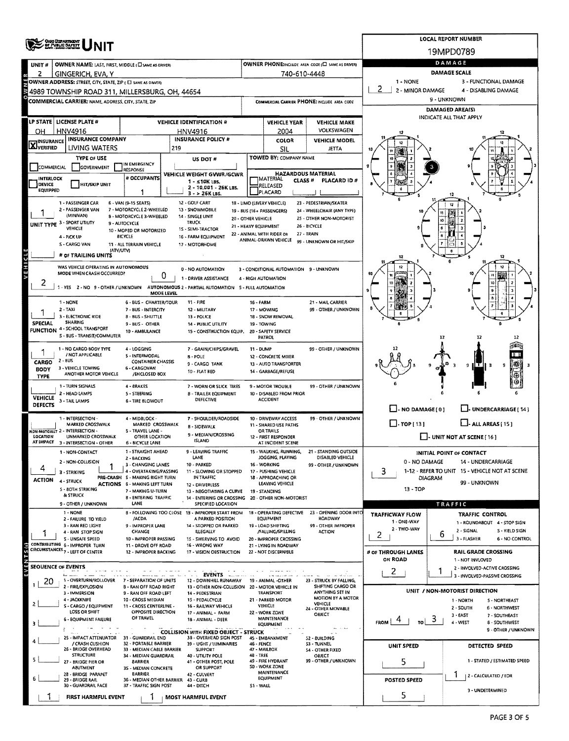# OHIO DEPARTMENT OF PUBLIC SAFETY UNIT

**LOCAL REPORT NUMBER:** 19MPD0789

| UNIT # | OWNER NAME: LAST, FIRST, MIDDLE (☐ SAME AS DRIVER) | OWNER PHONE: INCLUDE AREA CODE (☐ SAME AS DRIVER) |
|---|---|---|
| 2 | GINGERICH, EVA, Y | 740-610-4448 |

**OWNER ADDRESS:** STREET, CITY, STATE, ZIP (☐ SAME AS DRIVER)
4989 TOWNSHIP ROAD 311, MILLERSBURG, OH, 44654

**COMMERCIAL CARRIER:** NAME, ADDRESS, CITY, STATE, ZIP

**COMMERCIAL CARRIER PHONE:** INCLUDE AREA CODE

| LP STATE | LICENSE PLATE # | VEHICLE IDENTIFICATION # | VEHICLE YEAR | VEHICLE MAKE |
|---|---|---|---|---|
| OH | HNV4916 | HNV4916 | 2004 | VOLKSWAGEN |

| INSURANCE | INSURANCE COMPANY | INSURANCE POLICY # | COLOR | VEHICLE MODEL |
|---|---|---|---|---|
| ☒ VERIFIED | LIVING WATERS | 219 | SIL | JETTA |

**TYPE OF USE:** ☐ COMMERCIAL ☐ GOVERNMENT ☐ IN EMERGENCY RESPONSE

**US DOT #:**

**TOWED BY:** COMPANY NAME

☐ INTERLOCK DEVICE EQUIPPED ☐ HIT/SKIP UNIT

**# OCCUPANTS:** 1

**VEHICLE WEIGHT GVWR/GCWR:** 1 - ≤10K LBS. 2 - 10,001 - 26K LBS. 3 - > 26K LBS.

**HAZARDOUS MATERIAL:** ☐ MATERIAL RELEASED ☐ PLACARD; CLASS #; PLACARD ID #

**UNIT TYPE:** 1
1 - PASSENGER CAR, 2 - PASSENGER VAN (MINIVAN), 3 - SPORT UTILITY VEHICLE, 4 - PICK UP, 5 - CARGO VAN, 6 - VAN (9-15 SEATS), 7 - MOTORCYCLE 2-WHEELED, 8 - MOTORCYCLE 3-WHEELED, 9 - AUTOCYCLE, 10 - MOPED OR MOTORIZED BICYCLE, 11 - ALL TERRAIN VEHICLE (ATV/UTV), 12 - GOLF CART, 13 - SNOWMOBILE, 14 - SINGLE UNIT TRUCK, 15 - SEMI-TRACTOR, 16 - FARM EQUIPMENT, 17 - MOTORHOME, 18 - LIMO (LIVERY VEHICLE), 19 - BUS (16+ PASSENGERS), 20 - OTHER VEHICLE, 21 - HEAVY EQUIPMENT, 22 - ANIMAL WITH RIDER OR ANIMAL-DRAWN VEHICLE, 23 - PEDESTRIAN/SKATER, 24 - WHEELCHAIR (ANY TYPE), 25 - OTHER NON-MOTORIST, 26 - BICYCLE, 27 - TRAIN, 99 - UNKNOWN OR HIT/SKIP

**# OF TRAILING UNITS:**

**WAS VEHICLE OPERATING IN AUTONOMOUS MODE WHEN CRASH OCCURRED?** 2
1 - YES 2 - NO 9 - OTHER / UNKNOWN

**AUTONOMOUS MODE LEVEL:** 0
0 - NO AUTOMATION, 1 - DRIVER ASSISTANCE, 2 - PARTIAL AUTOMATION, 3 - CONDITIONAL AUTOMATION, 4 - HIGH AUTOMATION, 5 - FULL AUTOMATION, 9 - UNKNOWN

**SPECIAL FUNCTION:** 1
1 - NONE, 2 - TAXI, 3 - ELECTRONIC RIDE SHARING, 4 - SCHOOL TRANSPORT, 5 - BUS - TRANSIT/COMMUTER, 6 - BUS - CHARTER/TOUR, 7 - BUS - INTERCITY, 8 - BUS - SHUTTLE, 9 - BUS - OTHER, 10 - AMBULANCE, 11 - FIRE, 12 - MILITARY, 13 - POLICE, 14 - PUBLIC UTILITY, 15 - CONSTRUCTION EQUIP., 16 - FARM, 17 - MOWING, 18 - SNOW REMOVAL, 19 - TOWING, 20 - SAFETY SERVICE PATROL, 21 - MAIL CARRIER, 99 - OTHER / UNKNOWN

**CARGO BODY TYPE:** 1
1 - NO CARGO BODY TYPE / NOT APPLICABLE, 2 - BUS, 3 - VEHICLE TOWING ANOTHER MOTOR VEHICLE, 4 - LOGGING, 5 - INTERMODAL CONTAINER CHASSIS, 6 - CARGOVAN /ENCLOSED BOX, 7 - GRAIN/CHIPS/GRAVEL, 8 - POLE, 9 - CARGO TANK, 10 - FLAT BED, 11 - DUMP, 12 - CONCRETE MIXER, 13 - AUTO TRANSPORTER, 14 - GARBAGE/REFUSE, 99 - OTHER / UNKNOWN

**VEHICLE DEFECTS:**
1 - TURN SIGNALS, 2 - HEAD LAMPS, 3 - TAIL LAMPS, 4 - BRAKES, 5 - STEERING, 6 - TIRE BLOWOUT, 7 - WORN OR SLICK TIRES, 8 - TRAILER EQUIPMENT DEFECTIVE, 9 - MOTOR TROUBLE, 10 - DISABLED FROM PRIOR ACCIDENT, 99 - OTHER / UNKNOWN

**NON-MOTORIST LOCATION AT IMPACT:**
1 - INTERSECTION - MARKED CROSSWALK, 2 - INTERSECTION - UNMARKED CROSSWALK, 3 - INTERSECTION - OTHER, 4 - MIDBLOCK - MARKED CROSSWALK, 5 - TRAVEL LANE - OTHER LOCATION, 6 - BICYCLE LANE, 7 - SHOULDER/ROADSIDE, 8 - SIDEWALK, 9 - MEDIAN/CROSSING ISLAND, 10 - DRIVEWAY ACCESS, 11 - SHARED USE PATHS OR TRAILS, 12 - FIRST RESPONDER AT INCIDENT SCENE, 99 - OTHER / UNKNOWN

**ACTION:** 4
1 - NON-CONTACT, 2 - NON-COLLISION, 3 - STRIKING, 4 - STRUCK, 5 - BOTH STRIKING & STRUCK, 9 - OTHER / UNKNOWN

**PRE-CRASH ACTIONS:** 1
1 - STRAIGHT AHEAD, 2 - BACKING, 3 - CHANGING LANES, 4 - OVERTAKING/PASSING, 5 - MAKING RIGHT TURN, 6 - MAKING LEFT TURN, 7 - MAKING U-TURN, 8 - ENTERING TRAFFIC LANE, 9 - LEAVING TRAFFIC LANE, 10 - PARKED, 11 - SLOWING OR STOPPED IN TRAFFIC, 12 - DRIVERLESS, 13 - NEGOTIATING A CURVE, 14 - ENTERING OR CROSSING SPECIFIED LOCATION, 15 - WALKING, RUNNING, JOGGING, PLAYING, 16 - WORKING, 17 - PUSHING VEHICLE, 18 - APPROACHING OR LEAVING VEHICLE, 19 - STANDING, 20 - OTHER NON-MOTORIST, 21 - STANDING OUTSIDE DISABLED VEHICLE, 99 - OTHER / UNKNOWN

**CONTRIBUTING CIRCUMSTANCES:** 1
1 - NONE, 2 - FAILURE TO YIELD, 3 - RAN RED LIGHT, 4 - RAN STOP SIGN, 5 - UNSAFE SPEED, 6 - IMPROPER TURN, 7 - LEFT OF CENTER, 8 - FOLLOWING TOO CLOSE /ACDA, 9 - IMPROPER LANE CHANGE, 10 - IMPROPER PASSING, 11 - DROVE OFF ROAD, 12 - IMPROPER BACKING, 13 - IMPROPER START FROM A PARKED POSITION, 14 - STOPPED OR PARKED ILLEGALLY, 15 - SWERVING TO AVOID, 16 - WRONG WAY, 17 - VISION OBSTRUCTION, 18 - OPERATING DEFECTIVE EQUIPMENT, 19 - LOAD SHIFTING /FALLING/SPILLING, 20 - IMPROPER CROSSING, 21 - LYING IN ROADWAY, 22 - NOT DISCERNIBLE, 23 - OPENING DOOR INTO ROADWAY, 99 - OTHER IMPROPER ACTION

**SEQUENCE OF EVENTS:**
1: 20
2:
3:
4:
5:
6:

**EVENTS:**
1 - OVERTURN/ROLLOVER, 2 - FIRE/EXPLOSION, 3 - IMMERSION, 4 - JACKKNIFE, 5 - CARGO / EQUIPMENT LOSS OR SHIFT, 6 - EQUIPMENT FAILURE, 7 - SEPARATION OF UNITS, 8 - RAN OFF ROAD RIGHT, 9 - RAN OFF ROAD LEFT, 10 - CROSS MEDIAN, 11 - CROSS CENTERLINE - OPPOSITE DIRECTION OF TRAVEL, 12 - DOWNHILL RUNAWAY, 13 - OTHER NON-COLLISION, 14 - PEDESTRIAN, 15 - PEDALCYCLE, 16 - RAILWAY VEHICLE, 17 - ANIMAL - FARM, 18 - ANIMAL - DEER, 19 - ANIMAL - OTHER, 20 - MOTOR VEHICLE IN TRANSPORT, 21 - PARKED MOTOR VEHICLE, 22 - WORK ZONE MAINTENANCE EQUIPMENT, 23 - STRUCK BY FALLING, SHIFTING CARGO OR ANYTHING SET IN MOTION BY A MOTOR VEHICLE, 24 - OTHER MOVABLE OBJECT

**COLLISION WITH FIXED OBJECT - STRUCK:**
25 - IMPACT ATTENUATOR / CRASH CUSHION, 26 - BRIDGE OVERHEAD STRUCTURE, 27 - BRIDGE PIER OR ABUTMENT, 28 - BRIDGE PARAPET, 29 - BRIDGE RAIL, 30 - GUARDRAIL FACE, 31 - GUARDRAIL END, 32 - PORTABLE BARRIER, 33 - MEDIAN CABLE BARRIER, 34 - MEDIAN GUARDRAIL BARRIER, 35 - MEDIAN CONCRETE BARRIER, 36 - MEDIAN OTHER BARRIER, 37 - TRAFFIC SIGN POST, 38 - OVERHEAD SIGN POST, 39 - LIGHT / LUMINARIES SUPPORT, 40 - UTILITY POLE, 41 - OTHER POST, POLE OR SUPPORT, 42 - CULVERT, 43 - CURB, 44 - DITCH, 45 - EMBANKMENT, 46 - FENCE, 47 - MAILBOX, 48 - TREE, 49 - FIRE HYDRANT, 50 - WORK ZONE MAINTENANCE EQUIPMENT, 51 - WALL, 52 - BUILDING, 53 - TUNNEL, 54 - OTHER FIXED OBJECT, 99 - OTHER / UNKNOWN

**FIRST HARMFUL EVENT:** 1 **MOST HARMFUL EVENT:** 1

## DAMAGE

**DAMAGE SCALE:** 2
1 - NONE, 2 - MINOR DAMAGE, 3 - FUNCTIONAL DAMAGE, 4 - DISABLING DAMAGE, 9 - UNKNOWN

**DAMAGED AREA(S):** INDICATE ALL THAT APPLY — 3

☐ - NO DAMAGE [0] ☐ - UNDERCARRIAGE [14] ☐ - TOP [13] ☐ - ALL AREAS [15] ☐ - UNIT NOT AT SCENE [16]

**INITIAL POINT OF CONTACT:** 3
0 - NO DAMAGE, 14 - UNDERCARRIAGE, 1-12 - REFER TO UNIT DIAGRAM, 15 - VEHICLE NOT AT SCENE, 13 - TOP, 99 - UNKNOWN

## TRAFFIC

**TRAFFICWAY FLOW:** 2
1 - ONE-WAY, 2 - TWO-WAY

**TRAFFIC CONTROL:** 6
1 - ROUNDABOUT, 2 - SIGNAL, 3 - FLASHER, 4 - STOP SIGN, 5 - YIELD SIGN, 6 - NO CONTROL

**# OF THROUGH LANES ON ROAD:** 2

**RAIL GRADE CROSSING:** 1
1 - NOT INVLOVED, 2 - INVOLVED-ACTIVE CROSSING, 3 - INVOLVED-PASSIVE CROSSING

**UNIT / NON-MOTORIST DIRECTION:** FROM 4 TO 3
1 - NORTH, 2 - SOUTH, 3 - EAST, 4 - WEST, 5 - NORTHEAST, 6 - NORTHWEST, 7 - SOUTHEAST, 8 - SOUTHWEST, 9 - OTHER / UNKNOWN

**UNIT SPEED:** 5

**POSTED SPEED:** 5

**DETECTED SPEED:** 1
1 - STATED / ESTIMATED SPEED, 2 - CALCULATED / EDR, 3 - UNDETERMINED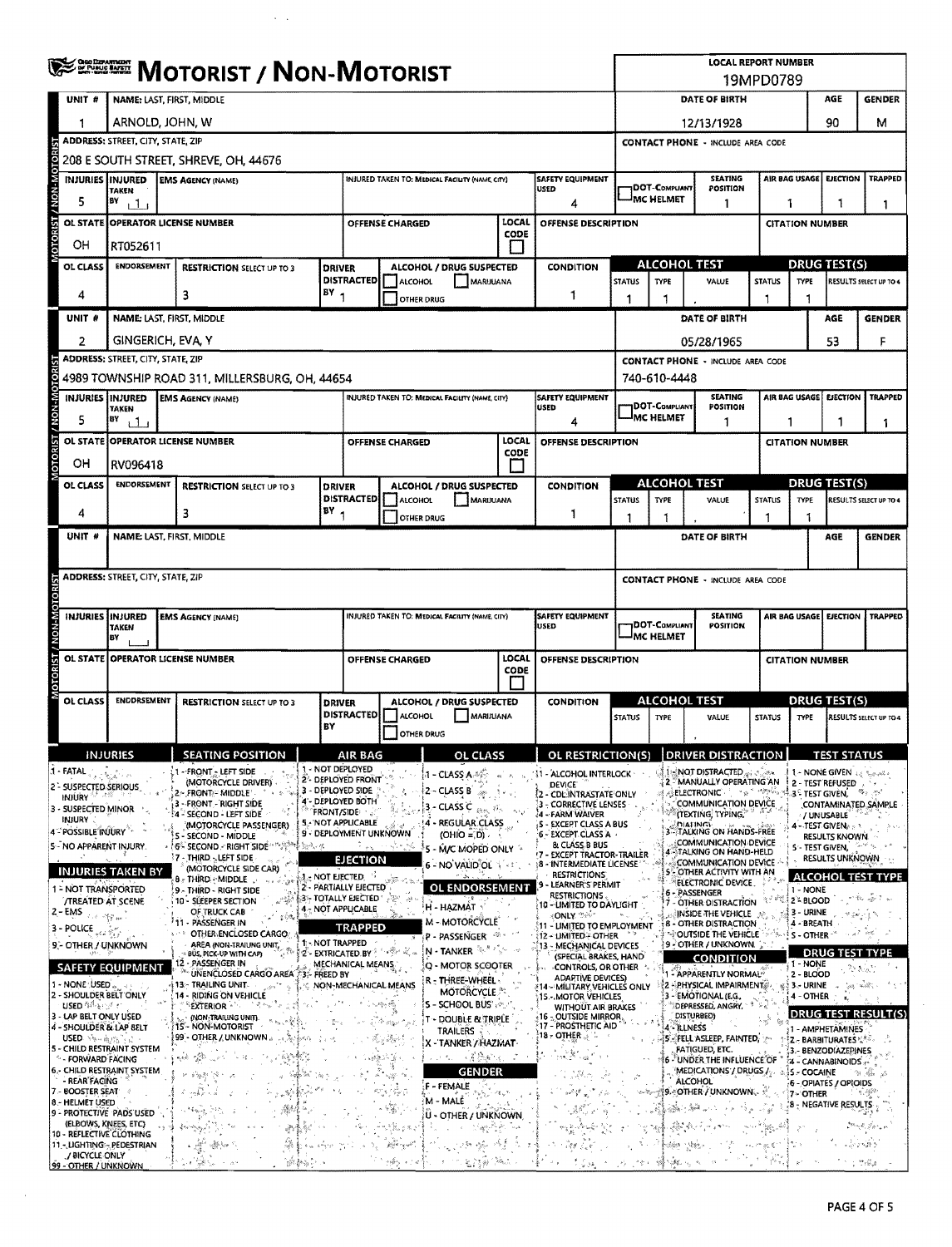# MOTORIST / NON-MOTORIST

**LOCAL REPORT NUMBER:** 19MPD0789

## Unit 1

| UNIT # | NAME: LAST, FIRST, MIDDLE | DATE OF BIRTH | AGE | GENDER |
|---|---|---|---|---|
| 1 | ARNOLD, JOHN, W | 12/13/1928 | 90 | M |

| ADDRESS: STREET, CITY, STATE, ZIP | CONTACT PHONE - INCLUDE AREA CODE |
|---|---|
| 208 E SOUTH STREET, SHREVE, OH, 44676 | |

| INJURIES | INJURED TAKEN BY | EMS AGENCY (NAME) | INJURED TAKEN TO: MEDICAL FACILITY (NAME, CITY) | SAFETY EQUIPMENT USED | DOT-COMPLIANT MC HELMET | SEATING POSITION | AIR BAG USAGE | EJECTION | TRAPPED |
|---|---|---|---|---|---|---|---|---|---|
| 5 | 1 | | | 4 | | 1 | 1 | 1 | 1 |

| OL STATE | OPERATOR LICENSE NUMBER | OFFENSE CHARGED | LOCAL CODE | OFFENSE DESCRIPTION | CITATION NUMBER |
|---|---|---|---|---|---|
| OH | RT052611 | | | | |

| OL CLASS | ENDORSEMENT | RESTRICTION SELECT UP TO 3 | DRIVER DISTRACTED BY | ALCOHOL / DRUG SUSPECTED | CONDITION | ALCOHOL TEST STATUS | ALCOHOL TEST TYPE | ALCOHOL TEST VALUE | DRUG TEST STATUS | DRUG TEST TYPE | DRUG TEST RESULTS SELECT UP TO 4 |
|---|---|---|---|---|---|---|---|---|---|---|---|
| 4 | | 3 | 1 | | 1 | 1 | 1 | | 1 | 1 | |

## Unit 2

| UNIT # | NAME: LAST, FIRST, MIDDLE | DATE OF BIRTH | AGE | GENDER |
|---|---|---|---|---|
| 2 | GINGERICH, EVA, Y | 05/28/1965 | 53 | F |

| ADDRESS: STREET, CITY, STATE, ZIP | CONTACT PHONE - INCLUDE AREA CODE |
|---|---|
| 4989 TOWNSHIP ROAD 311, MILLERSBURG, OH, 44654 | 740-610-4448 |

| INJURIES | INJURED TAKEN BY | EMS AGENCY (NAME) | INJURED TAKEN TO: MEDICAL FACILITY (NAME, CITY) | SAFETY EQUIPMENT USED | DOT-COMPLIANT MC HELMET | SEATING POSITION | AIR BAG USAGE | EJECTION | TRAPPED |
|---|---|---|---|---|---|---|---|---|---|
| 5 | 1 | | | 4 | | 1 | 1 | 1 | 1 |

| OL STATE | OPERATOR LICENSE NUMBER | OFFENSE CHARGED | LOCAL CODE | OFFENSE DESCRIPTION | CITATION NUMBER |
|---|---|---|---|---|---|
| OH | RV096418 | | | | |

| OL CLASS | ENDORSEMENT | RESTRICTION SELECT UP TO 3 | DRIVER DISTRACTED BY | ALCOHOL / DRUG SUSPECTED | CONDITION | ALCOHOL TEST STATUS | ALCOHOL TEST TYPE | ALCOHOL TEST VALUE | DRUG TEST STATUS | DRUG TEST TYPE | DRUG TEST RESULTS SELECT UP TO 4 |
|---|---|---|---|---|---|---|---|---|---|---|---|
| 4 | | 3 | 1 | | 1 | 1 | 1 | | 1 | 1 | |

## Unit (blank)

| UNIT # | NAME: LAST, FIRST, MIDDLE | DATE OF BIRTH | AGE | GENDER |
|---|---|---|---|---|
| | | | | |

## Codes

**INJURIES**
1 - FATAL
2 - SUSPECTED SERIOUS INJURY
3 - SUSPECTED MINOR INJURY
4 - POSSIBLE INJURY
5 - NO APPARENT INJURY

**INJURIES TAKEN BY**
1 - NOT TRANSPORTED /TREATED AT SCENE
2 - EMS
3 - POLICE
9 - OTHER / UNKNOWN

**SAFETY EQUIPMENT**
1 - NONE USED
2 - SHOULDER BELT ONLY USED
3 - LAP BELT ONLY USED
4 - SHOULDER & LAP BELT USED
5 - CHILD RESTRAINT SYSTEM - FORWARD FACING
6 - CHILD RESTRAINT SYSTEM - REAR FACING
7 - BOOSTER SEAT
8 - HELMET USED
9 - PROTECTIVE PADS USED (ELBOWS, KNEES, ETC)
10 - REFLECTIVE CLOTHING
11 - LIGHTING - PEDESTRIAN / BICYCLE ONLY
99 - OTHER / UNKNOWN

**SEATING POSITION**
1 - FRONT - LEFT SIDE (MOTORCYCLE DRIVER)
2 - FRONT - MIDDLE
3 - FRONT - RIGHT SIDE
4 - SECOND - LEFT SIDE (MOTORCYCLE PASSENGER)
5 - SECOND - MIDDLE
6 - SECOND - RIGHT SIDE
7 - THIRD - LEFT SIDE (MOTORCYCLE SIDE CAR)
8 - THIRD - MIDDLE
9 - THIRD - RIGHT SIDE
10 - SLEEPER SECTION OF TRUCK CAB
11 - PASSENGER IN OTHER ENCLOSED CARGO AREA (NON-TRAILING UNIT, BUS, PICK-UP WITH CAP)
12 - PASSENGER IN UNENCLOSED CARGO AREA
13 - TRAILING UNIT
14 - RIDING ON VEHICLE EXTERIOR (NON-TRAILING UNIT)
15 - NON-MOTORIST
99 - OTHER / UNKNOWN

**AIR BAG**
1 - NOT DEPLOYED
2 - DEPLOYED FRONT
3 - DEPLOYED SIDE
4 - DEPLOYED BOTH FRONT/SIDE
5 - NOT APPLICABLE
9 - DEPLOYMENT UNKNOWN

**EJECTION**
1 - NOT EJECTED
2 - PARTIALLY EJECTED
3 - TOTALLY EJECTED
4 - NOT APPLICABLE

**TRAPPED**
1 - NOT TRAPPED
2 - EXTRICATED BY MECHANICAL MEANS
3 - FREED BY NON-MECHANICAL MEANS

**OL CLASS**
1 - CLASS A
2 - CLASS B
3 - CLASS C
4 - REGULAR CLASS (OHIO = D)
5 - M/C MOPED ONLY
6 - NO VALID OL

**OL ENDORSEMENT**
H - HAZMAT
M - MOTORCYCLE
P - PASSENGER
N - TANKER
Q - MOTOR SCOOTER
R - THREE-WHEEL MOTORCYCLE
S - SCHOOL BUS
T - DOUBLE & TRIPLE TRAILERS
X - TANKER / HAZMAT

**GENDER**
F - FEMALE
M - MALE
U - OTHER / UNKNOWN

**OL RESTRICTION(S)**
1 - ALCOHOL INTERLOCK DEVICE
2 - CDL INTRASTATE ONLY
3 - CORRECTIVE LENSES
4 - FARM WAIVER
5 - EXCEPT CLASS A BUS
6 - EXCEPT CLASS A & CLASS B BUS
7 - EXCEPT TRACTOR-TRAILER
8 - INTERMEDIATE LICENSE RESTRICTIONS
9 - LEARNER'S PERMIT RESTRICTIONS
10 - LIMITED TO DAYLIGHT ONLY
11 - LIMITED TO EMPLOYMENT
12 - LIMITED - OTHER
13 - MECHANICAL DEVICES (SPECIAL BRAKES, HAND CONTROLS, OR OTHER ADAPTIVE DEVICES)
14 - MILITARY VEHICLES ONLY
15 - MOTOR VEHICLES WITHOUT AIR BRAKES
16 - OUTSIDE MIRROR
17 - PROSTHETIC AID
18 - OTHER

**DRIVER DISTRACTION**
1 - NOT DISTRACTED
2 - MANUALLY OPERATING AN ELECTRONIC COMMUNICATION DEVICE (TEXTING, TYPING, DIALING)
3 - TALKING ON HANDS-FREE COMMUNICATION DEVICE
4 - TALKING ON HAND-HELD COMMUNICATION DEVICE
5 - OTHER ACTIVITY WITH AN ELECTRONIC DEVICE
6 - PASSENGER
7 - OTHER DISTRACTION INSIDE THE VEHICLE
8 - OTHER DISTRACTION OUTSIDE THE VEHICLE
9 - OTHER / UNKNOWN

**CONDITION**
1 - APPARENTLY NORMAL
2 - PHYSICAL IMPAIRMENT
3 - EMOTIONAL (E.G., DEPRESSED, ANGRY, DISTURBED)
4 - ILLNESS
5 - FELL ASLEEP, FAINTED, FATIGUED, ETC.
6 - UNDER THE INFLUENCE OF MEDICATIONS / DRUGS / ALCOHOL
9 - OTHER / UNKNOWN

**TEST STATUS**
1 - NONE GIVEN
2 - TEST REFUSED
3 - TEST GIVEN, CONTAMINATED SAMPLE / UNUSABLE
4 - TEST GIVEN, RESULTS KNOWN
5 - TEST GIVEN, RESULTS UNKNOWN

**ALCOHOL TEST TYPE**
1 - NONE
2 - BLOOD
3 - URINE
4 - BREATH
5 - OTHER

**DRUG TEST TYPE**
1 - NONE
2 - BLOOD
3 - URINE
4 - OTHER

**DRUG TEST RESULT(S)**
1 - AMPHETAMINES
2 - BARBITURATES
3 - BENZODIAZEPINES
4 - CANNABINOIDS
5 - COCAINE
6 - OPIATES / OPIOIDS
7 - OTHER
8 - NEGATIVE RESULTS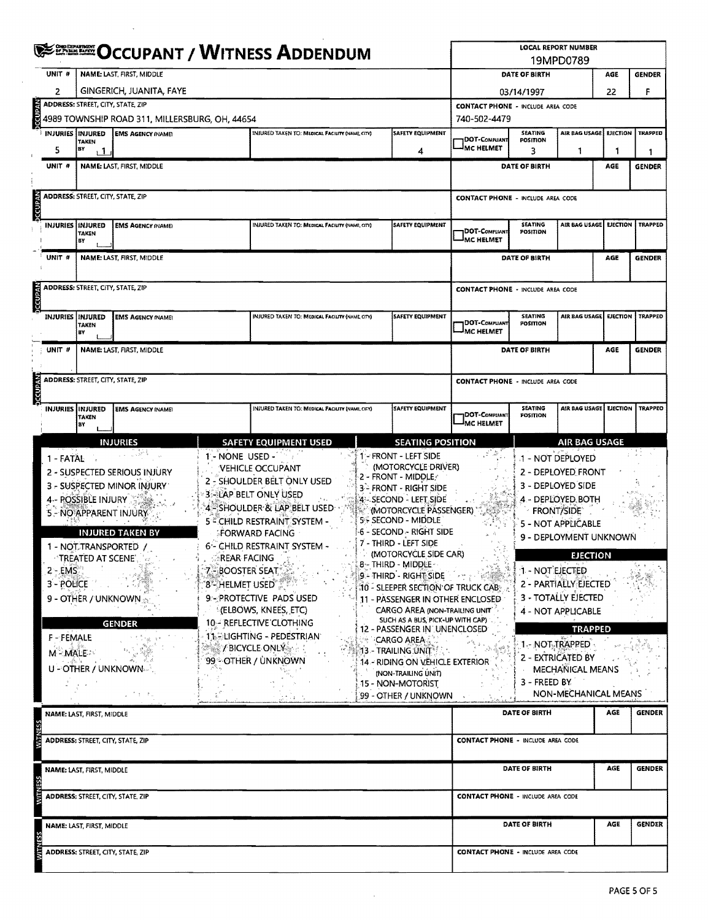# OCCUPANT / WITNESS ADDENDUM

**LOCAL REPORT NUMBER:** 19MPD0789

## OCCUPANT

| UNIT # | NAME: LAST, FIRST, MIDDLE | DATE OF BIRTH | AGE | GENDER |
|---|---|---|---|---|
| 2 | GINGERICH, JUANITA, FAYE | 03/14/1997 | 22 | F |

| ADDRESS: STREET, CITY, STATE, ZIP | CONTACT PHONE - INCLUDE AREA CODE |
|---|---|
| 4989 TOWNSHIP ROAD 311, MILLERSBURG, OH, 44654 | 740-502-4479 |

| INJURIES | INJURED TAKEN BY | EMS AGENCY (NAME) | INJURED TAKEN TO: MEDICAL FACILITY (NAME, CITY) | SAFETY EQUIPMENT | DOT-COMPLIANT MC HELMET | SEATING POSITION | AIR BAG USAGE | EJECTION | TRAPPED |
|---|---|---|---|---|---|---|---|---|---|
| 5 | 1 | | | 4 | | 3 | 1 | 1 | 1 |

## OCCUPANT

| UNIT # | NAME: LAST, FIRST, MIDDLE | DATE OF BIRTH | AGE | GENDER |
|---|---|---|---|---|
| | | | | |

| ADDRESS: STREET, CITY, STATE, ZIP | CONTACT PHONE - INCLUDE AREA CODE |
|---|---|
| | |

| INJURIES | INJURED TAKEN BY | EMS AGENCY (NAME) | INJURED TAKEN TO: MEDICAL FACILITY (NAME, CITY) | SAFETY EQUIPMENT | DOT-COMPLIANT MC HELMET | SEATING POSITION | AIR BAG USAGE | EJECTION | TRAPPED |
|---|---|---|---|---|---|---|---|---|---|
| | | | | | | | | | |

## OCCUPANT

| UNIT # | NAME: LAST, FIRST, MIDDLE | DATE OF BIRTH | AGE | GENDER |
|---|---|---|---|---|
| | | | | |

| ADDRESS: STREET, CITY, STATE, ZIP | CONTACT PHONE - INCLUDE AREA CODE |
|---|---|
| | |

| INJURIES | INJURED TAKEN BY | EMS AGENCY (NAME) | INJURED TAKEN TO: MEDICAL FACILITY (NAME, CITY) | SAFETY EQUIPMENT | DOT-COMPLIANT MC HELMET | SEATING POSITION | AIR BAG USAGE | EJECTION | TRAPPED |
|---|---|---|---|---|---|---|---|---|---|
| | | | | | | | | | |

## OCCUPANT

| UNIT # | NAME: LAST, FIRST, MIDDLE | DATE OF BIRTH | AGE | GENDER |
|---|---|---|---|---|
| | | | | |

| ADDRESS: STREET, CITY, STATE, ZIP | CONTACT PHONE - INCLUDE AREA CODE |
|---|---|
| | |

| INJURIES | INJURED TAKEN BY | EMS AGENCY (NAME) | INJURED TAKEN TO: MEDICAL FACILITY (NAME, CITY) | SAFETY EQUIPMENT | DOT-COMPLIANT MC HELMET | SEATING POSITION | AIR BAG USAGE | EJECTION | TRAPPED |
|---|---|---|---|---|---|---|---|---|---|
| | | | | | | | | | |

### INJURIES
1 - FATAL
2 - SUSPECTED SERIOUS INJURY
3 - SUSPECTED MINOR INJURY
4 - POSSIBLE INJURY
5 - NO APPARENT INJURY

### INJURED TAKEN BY
1 - NOT TRANSPORTED / TREATED AT SCENE
2 - EMS
3 - POLICE
9 - OTHER / UNKNOWN

### GENDER
F - FEMALE
M - MALE
U - OTHER / UNKNOWN

### SAFETY EQUIPMENT USED
1 - NONE USED - VEHICLE OCCUPANT
2 - SHOULDER BELT ONLY USED
3 - LAP BELT ONLY USED
4 - SHOULDER & LAP BELT USED
5 - CHILD RESTRAINT SYSTEM - FORWARD FACING
6 - CHILD RESTRAINT SYSTEM - REAR FACING
7 - BOOSTER SEAT
8 - HELMET USED
9 - PROTECTIVE PADS USED (ELBOWS, KNEES, ETC)
10 - REFLECTIVE CLOTHING
11 - LIGHTING - PEDESTRIAN / BICYCLE ONLY
99 - OTHER / UNKNOWN

### SEATING POSITION
1 - FRONT - LEFT SIDE (MOTORCYCLE DRIVER)
2 - FRONT - MIDDLE
3 - FRONT - RIGHT SIDE
4 - SECOND - LEFT SIDE (MOTORCYCLE PASSENGER)
5 - SECOND - MIDDLE
6 - SECOND - RIGHT SIDE
7 - THIRD - LEFT SIDE (MOTORCYCLE SIDE CAR)
8 - THIRD - MIDDLE
9 - THIRD - RIGHT SIDE
10 - SLEEPER SECTION OF TRUCK CAB
11 - PASSENGER IN OTHER ENCLOSED CARGO AREA (NON-TRAILING UNIT SUCH AS A BUS, PICK-UP WITH CAP)
12 - PASSENGER IN UNENCLOSED CARGO AREA
13 - TRAILING UNIT
14 - RIDING ON VEHICLE EXTERIOR (NON-TRAILING UNIT)
15 - NON-MOTORIST
99 - OTHER / UNKNOWN

### AIR BAG USAGE
1 - NOT DEPLOYED
2 - DEPLOYED FRONT
3 - DEPLOYED SIDE
4 - DEPLOYED BOTH FRONT/SIDE
5 - NOT APPLICABLE
9 - DEPLOYMENT UNKNOWN

### EJECTION
1 - NOT EJECTED
2 - PARTIALLY EJECTED
3 - TOTALLY EJECTED
4 - NOT APPLICABLE

### TRAPPED
1 - NOT TRAPPED
2 - EXTRICATED BY MECHANICAL MEANS
3 - FREED BY NON-MECHANICAL MEANS

## WITNESS

| NAME: LAST, FIRST, MIDDLE | DATE OF BIRTH | AGE | GENDER |
|---|---|---|---|
| | | | |

| ADDRESS: STREET, CITY, STATE, ZIP | CONTACT PHONE - INCLUDE AREA CODE |
|---|---|
| | |

## WITNESS

| NAME: LAST, FIRST, MIDDLE | DATE OF BIRTH | AGE | GENDER |
|---|---|---|---|
| | | | |

| ADDRESS: STREET, CITY, STATE, ZIP | CONTACT PHONE - INCLUDE AREA CODE |
|---|---|
| | |

## WITNESS

| NAME: LAST, FIRST, MIDDLE | DATE OF BIRTH | AGE | GENDER |
|---|---|---|---|
| | | | |

| ADDRESS: STREET, CITY, STATE, ZIP | CONTACT PHONE - INCLUDE AREA CODE |
|---|---|
| | |